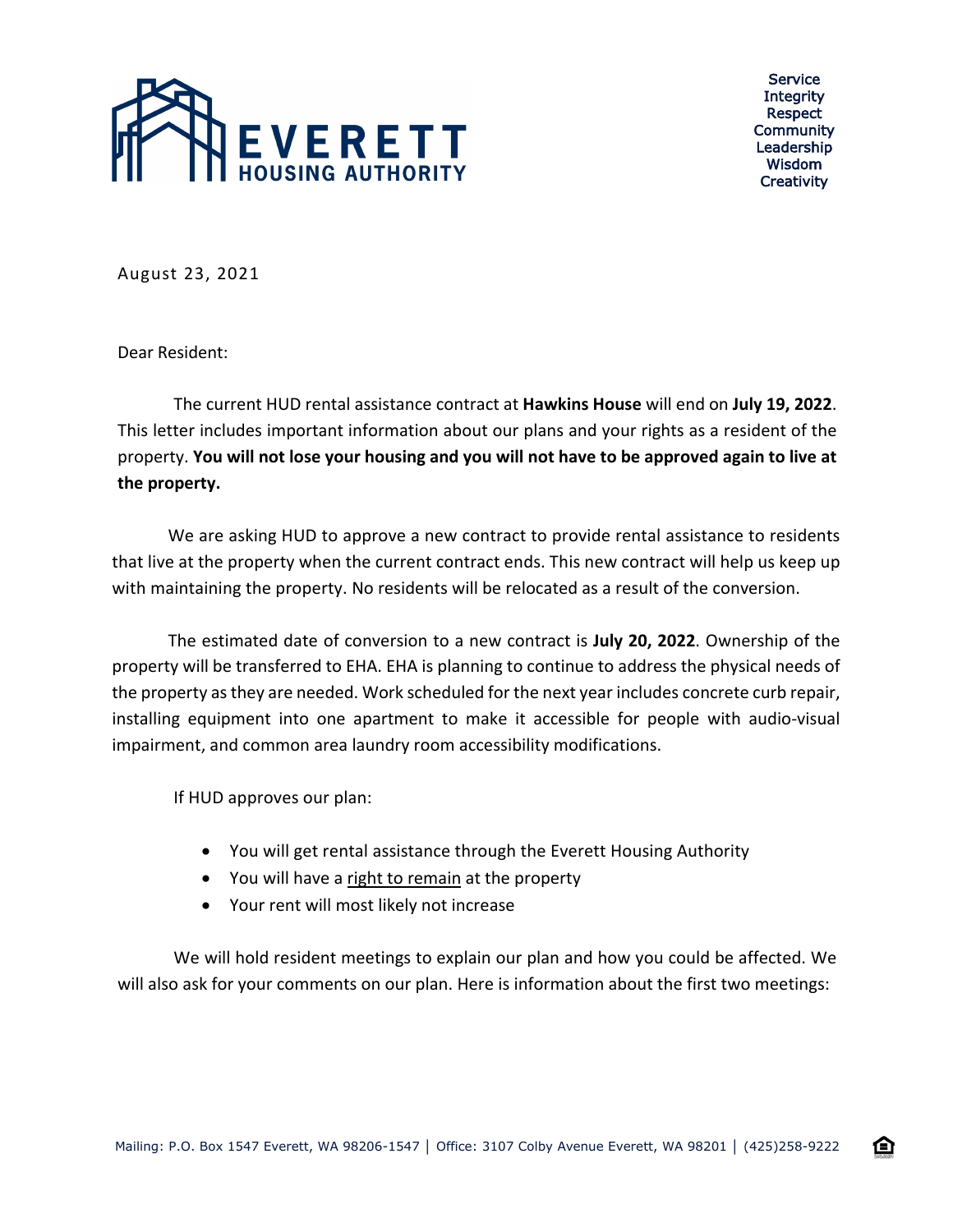# EVERETT HOUSING AUTHORITY

Service
Integrity
Respect
Community
Leadership
Wisdom
Creativity

August 23, 2021

Dear Resident:

The current HUD rental assistance contract at **Hawkins House** will end on **July 19, 2022**. This letter includes important information about our plans and your rights as a resident of the property. **You will not lose your housing and you will not have to be approved again to live at the property.**

We are asking HUD to approve a new contract to provide rental assistance to residents that live at the property when the current contract ends. This new contract will help us keep up with maintaining the property. No residents will be relocated as a result of the conversion.

The estimated date of conversion to a new contract is **July 20, 2022**. Ownership of the property will be transferred to EHA. EHA is planning to continue to address the physical needs of the property as they are needed. Work scheduled for the next year includes concrete curb repair, installing equipment into one apartment to make it accessible for people with audio-visual impairment, and common area laundry room accessibility modifications.

If HUD approves our plan:

- You will get rental assistance through the Everett Housing Authority
- You will have a right to remain at the property
- Your rent will most likely not increase

We will hold resident meetings to explain our plan and how you could be affected. We will also ask for your comments on our plan. Here is information about the first two meetings:

Mailing: P.O. Box 1547 Everett, WA 98206-1547 | Office: 3107 Colby Avenue Everett, WA 98201 | (425)258-9222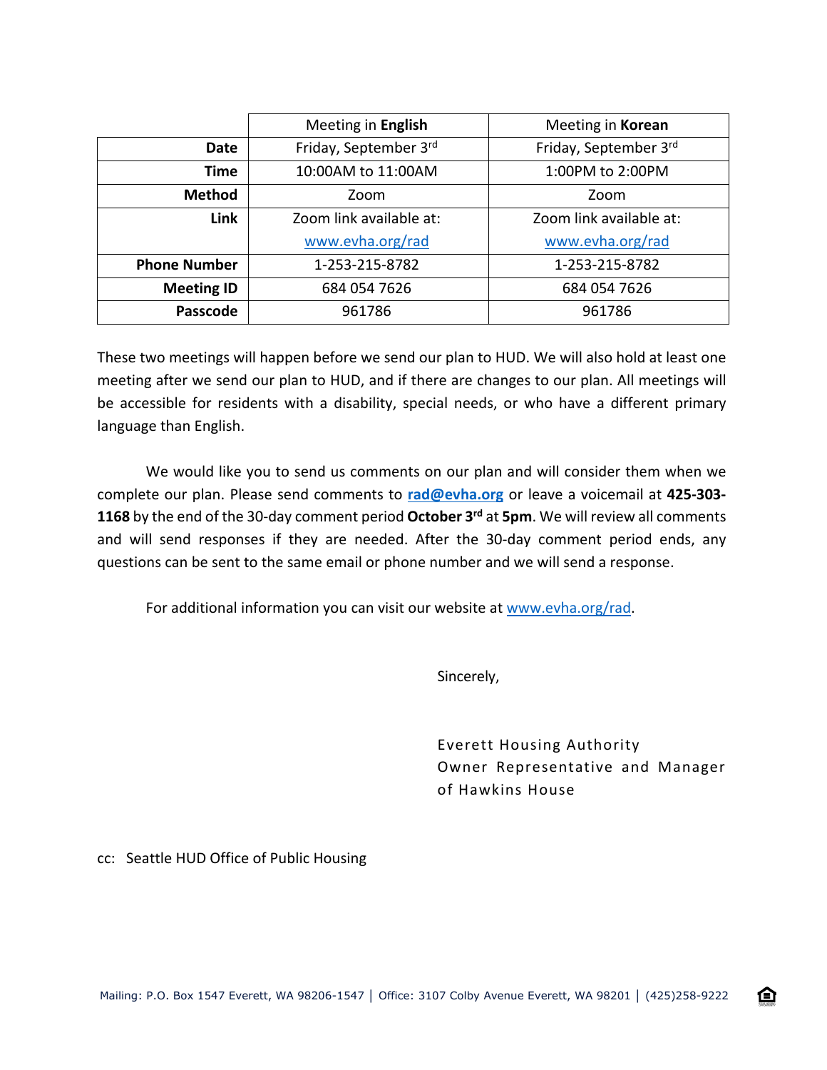| | Meeting in **English** | Meeting in **Korean** |
|---|---|---|
| **Date** | Friday, September 3rd | Friday, September 3rd |
| **Time** | 10:00AM to 11:00AM | 1:00PM to 2:00PM |
| **Method** | Zoom | Zoom |
| **Link** | Zoom link available at: www.evha.org/rad | Zoom link available at: www.evha.org/rad |
| **Phone Number** | 1-253-215-8782 | 1-253-215-8782 |
| **Meeting ID** | 684 054 7626 | 684 054 7626 |
| **Passcode** | 961786 | 961786 |

These two meetings will happen before we send our plan to HUD. We will also hold at least one meeting after we send our plan to HUD, and if there are changes to our plan. All meetings will be accessible for residents with a disability, special needs, or who have a different primary language than English.

We would like you to send us comments on our plan and will consider them when we complete our plan. Please send comments to **rad@evha.org** or leave a voicemail at **425-303-1168** by the end of the 30-day comment period **October 3rd** at **5pm**. We will review all comments and will send responses if they are needed. After the 30-day comment period ends, any questions can be sent to the same email or phone number and we will send a response.

For additional information you can visit our website at www.evha.org/rad.

Sincerely,

Everett Housing Authority
Owner Representative and Manager
of Hawkins House

cc: Seattle HUD Office of Public Housing

Mailing: P.O. Box 1547 Everett, WA 98206-1547 | Office: 3107 Colby Avenue Everett, WA 98201 | (425)258-9222